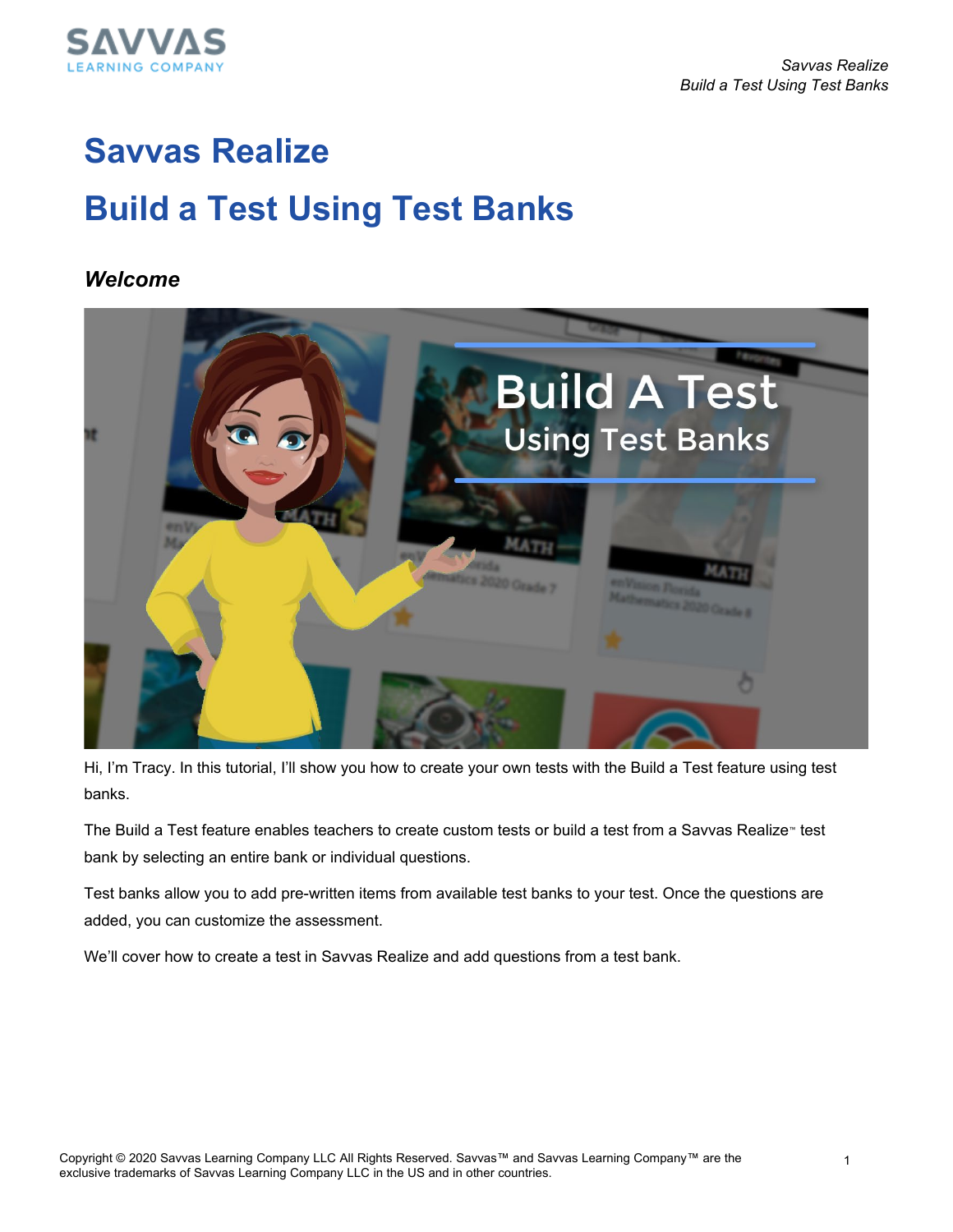# Savvas Realize

# Build a Test Using Test Banks

### *Welcome*

Hi, I'm Tracy. In this tutorial, I'll show you how to create your own tests with the Build a Test feature using test banks.

The Build a Test feature enables teachers to create custom tests or build a test from a Savvas Realize™ test bank by selecting an entire bank or individual questions.

Test banks allow you to add pre-written items from available test banks to your test. Once the questions are added, you can customize the assessment.

We'll cover how to create a test in Savvas Realize and add questions from a test bank.

Copyright © 2020 Savvas Learning Company LLC All Rights Reserved. Savvas™ and Savvas Learning Company™ are the exclusive trademarks of Savvas Learning Company LLC in the US and in other countries.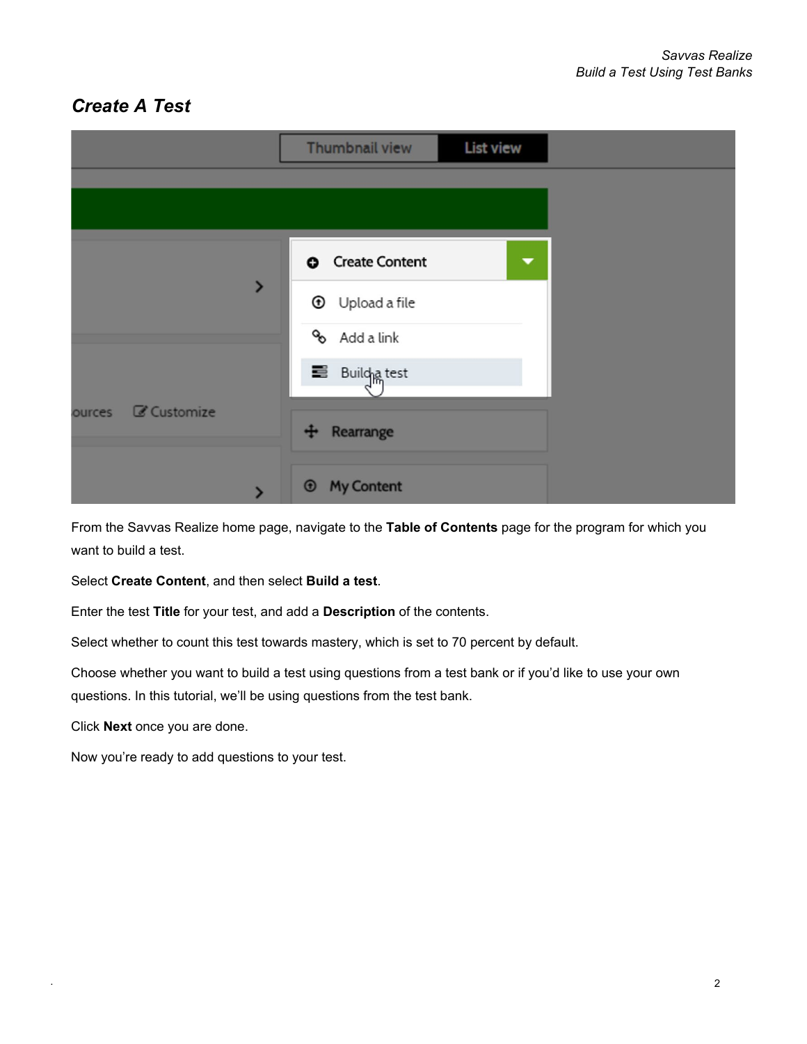## *Create A Test*

From the Savvas Realize home page, navigate to the **Table of Contents** page for the program for which you want to build a test.

Select **Create Content**, and then select **Build a test**.

Enter the test **Title** for your test, and add a **Description** of the contents.

Select whether to count this test towards mastery, which is set to 70 percent by default.

Choose whether you want to build a test using questions from a test bank or if you'd like to use your own questions. In this tutorial, we'll be using questions from the test bank.

Click **Next** once you are done.

Now you're ready to add questions to your test.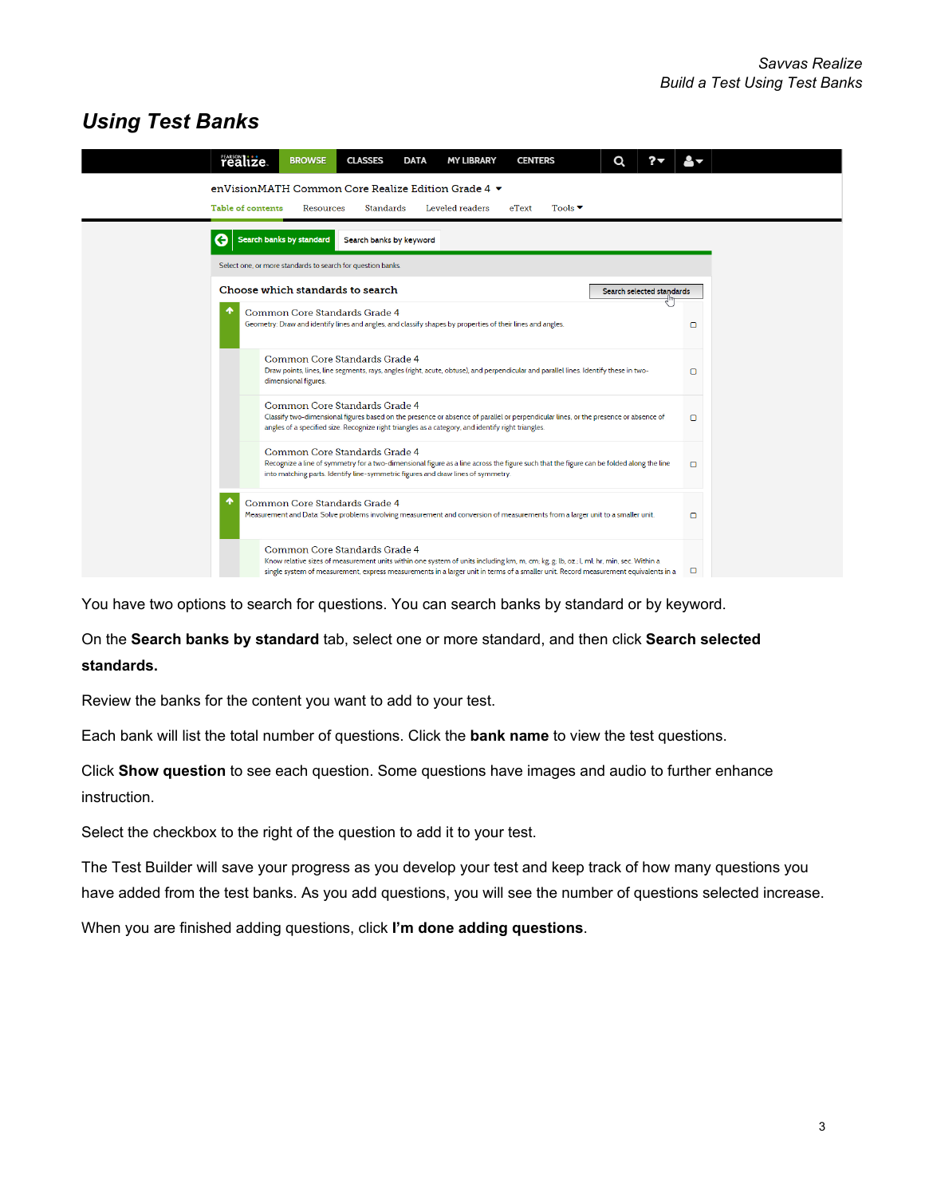## *Using Test Banks*

You have two options to search for questions. You can search banks by standard or by keyword.

On the **Search banks by standard** tab, select one or more standard, and then click **Search selected standards.**

Review the banks for the content you want to add to your test.

Each bank will list the total number of questions. Click the **bank name** to view the test questions.

Click **Show question** to see each question. Some questions have images and audio to further enhance instruction.

Select the checkbox to the right of the question to add it to your test.

The Test Builder will save your progress as you develop your test and keep track of how many questions you have added from the test banks. As you add questions, you will see the number of questions selected increase.

When you are finished adding questions, click **I'm done adding questions**.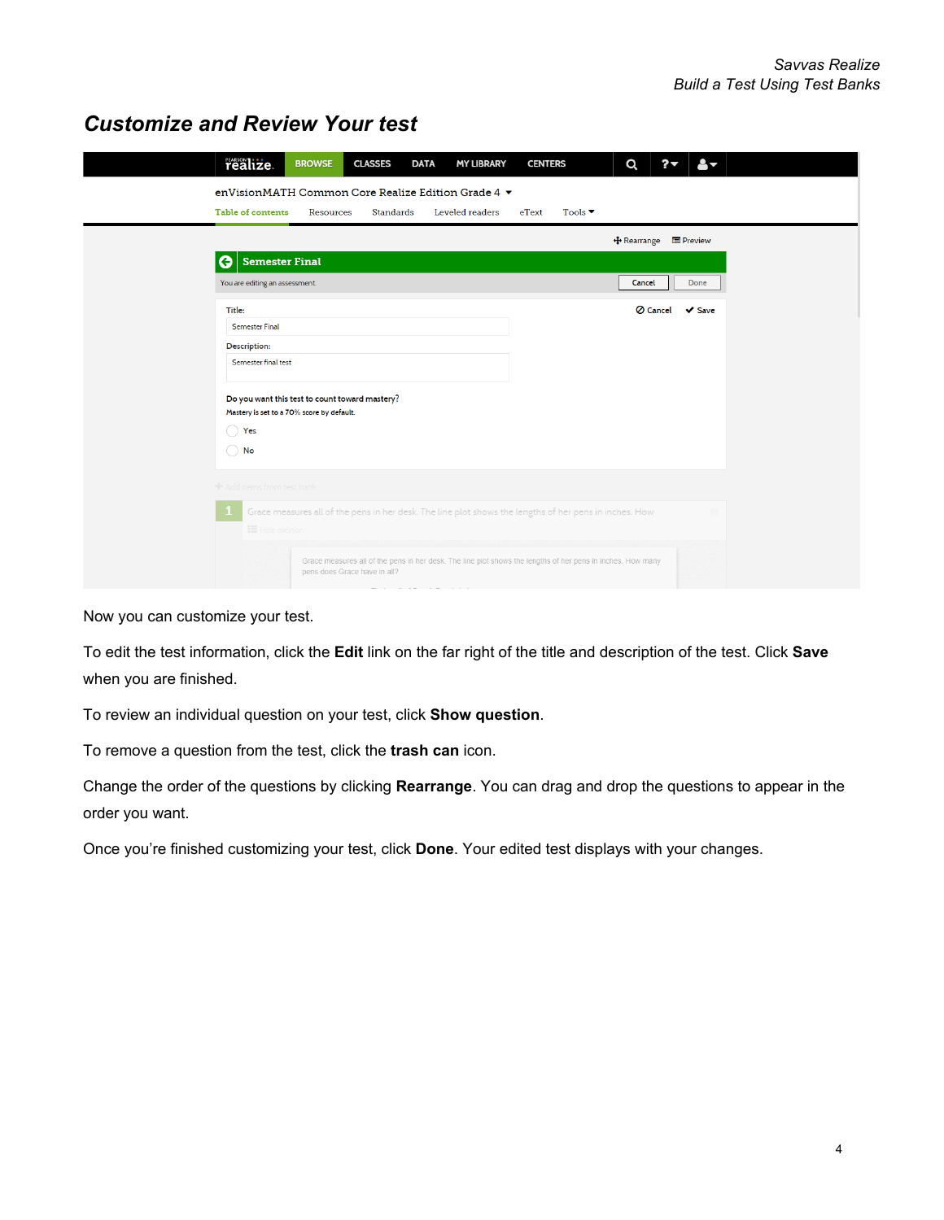## Customize and Review Your test

Now you can customize your test.

To edit the test information, click the **Edit** link on the far right of the title and description of the test. Click **Save** when you are finished.

To review an individual question on your test, click **Show question**.

To remove a question from the test, click the **trash can** icon.

Change the order of the questions by clicking **Rearrange**. You can drag and drop the questions to appear in the order you want.

Once you're finished customizing your test, click **Done**. Your edited test displays with your changes.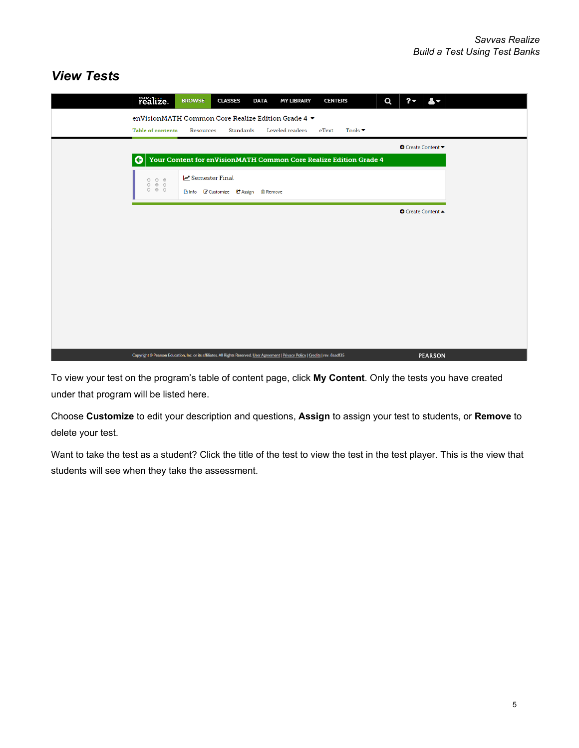## View Tests

To view your test on the program's table of content page, click **My Content**. Only the tests you have created under that program will be listed here.

Choose **Customize** to edit your description and questions, **Assign** to assign your test to students, or **Remove** to delete your test.

Want to take the test as a student? Click the title of the test to view the test in the test player. This is the view that students will see when they take the assessment.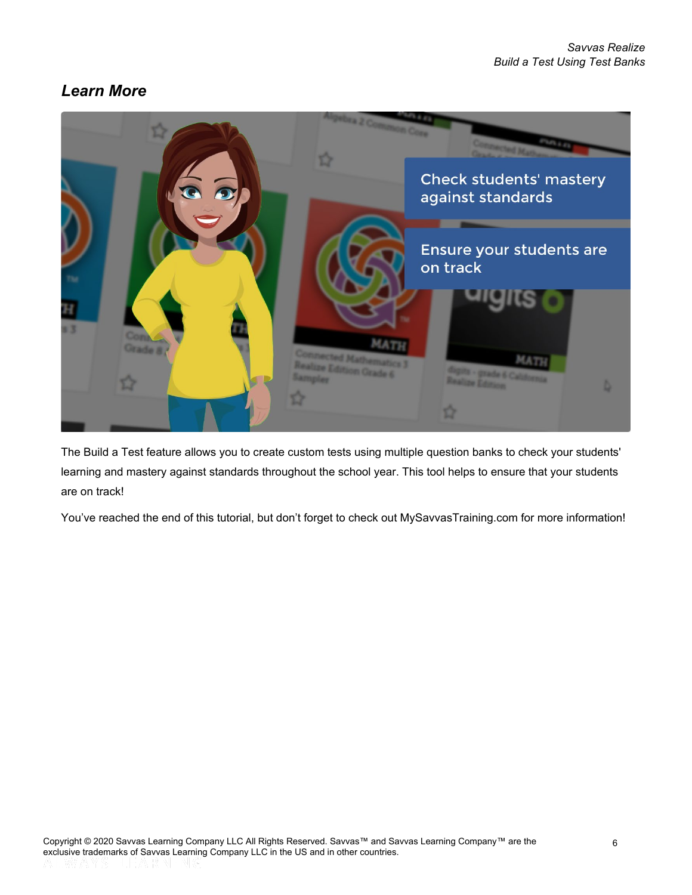## *Learn More*

The Build a Test feature allows you to create custom tests using multiple question banks to check your students' learning and mastery against standards throughout the school year. This tool helps to ensure that your students are on track!

You've reached the end of this tutorial, but don't forget to check out MySavvasTraining.com for more information!